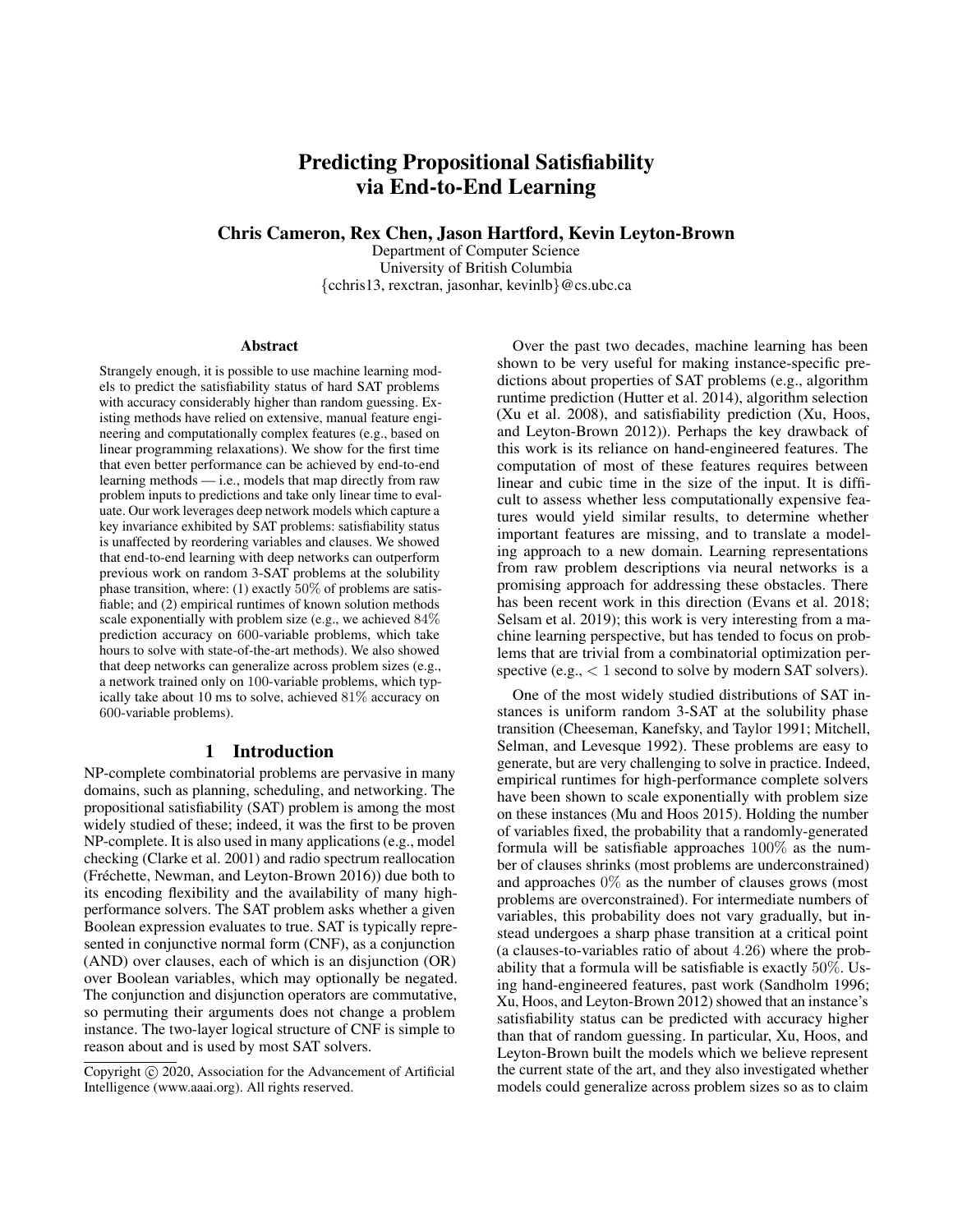# Predicting Propositional Satisfiability via End-to-End Learning

**Chris Cameron, Rex Chen, Jason Hartford, Kevin Leyton-Brown**

Department of Computer Science
University of British Columbia
{cchris13, rexctran, jasonhar, kevinlb}@cs.ubc.ca

## Abstract

Strangely enough, it is possible to use machine learning models to predict the satisfiability status of hard SAT problems with accuracy considerably higher than random guessing. Existing methods have relied on extensive, manual feature engineering and computationally complex features (e.g., based on linear programming relaxations). We show for the first time that even better performance can be achieved by end-to-end learning methods — i.e., models that map directly from raw problem inputs to predictions and take only linear time to evaluate. Our work leverages deep network models which capture a key invariance exhibited by SAT problems: satisfiability status is unaffected by reordering variables and clauses. We showed that end-to-end learning with deep networks can outperform previous work on random 3-SAT problems at the solubility phase transition, where: (1) exactly $50\%$ of problems are satisfiable; and (2) empirical runtimes of known solution methods scale exponentially with problem size (e.g., we achieved $84\%$ prediction accuracy on 600-variable problems, which take hours to solve with state-of-the-art methods). We also showed that deep networks can generalize across problem sizes (e.g., a network trained only on 100-variable problems, which typically take about 10 ms to solve, achieved $81\%$ accuracy on 600-variable problems).

## 1 Introduction

NP-complete combinatorial problems are pervasive in many domains, such as planning, scheduling, and networking. The propositional satisfiability (SAT) problem is among the most widely studied of these; indeed, it was the first to be proven NP-complete. It is also used in many applications (e.g., model checking (Clarke et al. 2001) and radio spectrum reallocation (Fréchette, Newman, and Leyton-Brown 2016)) due both to its encoding flexibility and the availability of many high-performance solvers. The SAT problem asks whether a given Boolean expression evaluates to true. SAT is typically represented in conjunctive normal form (CNF), as a conjunction (AND) over clauses, each of which is an disjunction (OR) over Boolean variables, which may optionally be negated. The conjunction and disjunction operators are commutative, so permuting their arguments does not change a problem instance. The two-layer logical structure of CNF is simple to reason about and is used by most SAT solvers.

Copyright © 2020, Association for the Advancement of Artificial Intelligence (www.aaai.org). All rights reserved.

Over the past two decades, machine learning has been shown to be very useful for making instance-specific predictions about properties of SAT problems (e.g., algorithm runtime prediction (Hutter et al. 2014), algorithm selection (Xu et al. 2008), and satisfiability prediction (Xu, Hoos, and Leyton-Brown 2012)). Perhaps the key drawback of this work is its reliance on hand-engineered features. The computation of most of these features requires between linear and cubic time in the size of the input. It is difficult to assess whether less computationally expensive features would yield similar results, to determine whether important features are missing, and to translate a modeling approach to a new domain. Learning representations from raw problem descriptions via neural networks is a promising approach for addressing these obstacles. There has been recent work in this direction (Evans et al. 2018; Selsam et al. 2019); this work is very interesting from a machine learning perspective, but has tended to focus on problems that are trivial from a combinatorial optimization perspective (e.g., $< 1$ second to solve by modern SAT solvers).

One of the most widely studied distributions of SAT instances is uniform random 3-SAT at the solubility phase transition (Cheeseman, Kanefsky, and Taylor 1991; Mitchell, Selman, and Levesque 1992). These problems are easy to generate, but are very challenging to solve in practice. Indeed, empirical runtimes for high-performance complete solvers have been shown to scale exponentially with problem size on these instances (Mu and Hoos 2015). Holding the number of variables fixed, the probability that a randomly-generated formula will be satisfiable approaches $100\%$ as the number of clauses shrinks (most problems are underconstrained) and approaches $0\%$ as the number of clauses grows (most problems are overconstrained). For intermediate numbers of variables, this probability does not vary gradually, but instead undergoes a sharp phase transition at a critical point (a clauses-to-variables ratio of about $4.26$) where the probability that a formula will be satisfiable is exactly $50\%$. Using hand-engineered features, past work (Sandholm 1996; Xu, Hoos, and Leyton-Brown 2012) showed that an instance's satisfiability status can be predicted with accuracy higher than that of random guessing. In particular, Xu, Hoos, and Leyton-Brown built the models which we believe represent the current state of the art, and they also investigated whether models could generalize across problem sizes so as to claim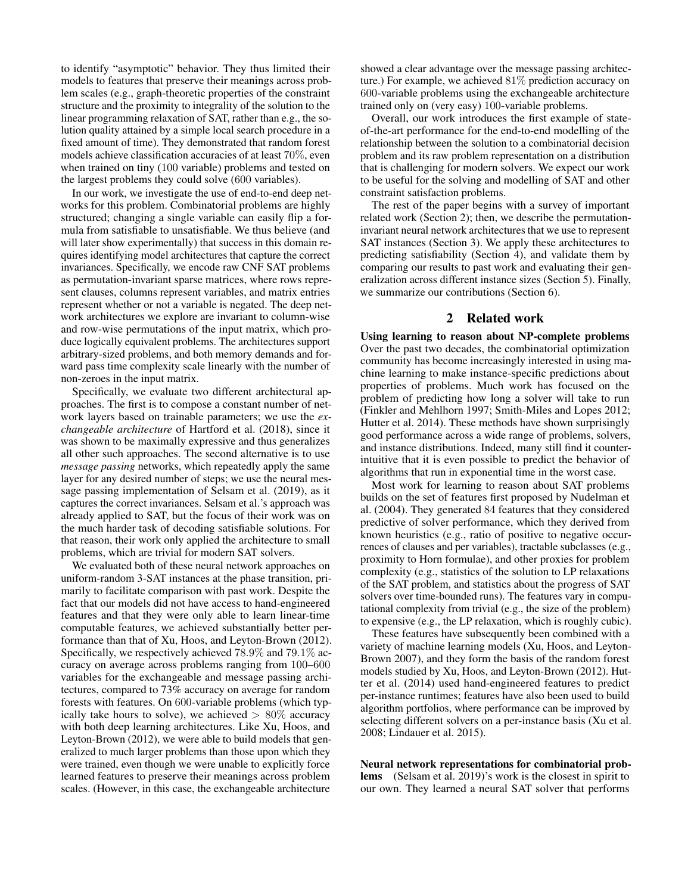to identify "asymptotic" behavior. They thus limited their models to features that preserve their meanings across problem scales (e.g., graph-theoretic properties of the constraint structure and the proximity to integrality of the solution to the linear programming relaxation of SAT, rather than e.g., the solution quality attained by a simple local search procedure in a fixed amount of time). They demonstrated that random forest models achieve classification accuracies of at least $70\%$, even when trained on tiny ($100$ variable) problems and tested on the largest problems they could solve ($600$ variables).

In our work, we investigate the use of end-to-end deep networks for this problem. Combinatorial problems are highly structured; changing a single variable can easily flip a formula from satisfiable to unsatisfiable. We thus believe (and will later show experimentally) that success in this domain requires identifying model architectures that capture the correct invariances. Specifically, we encode raw CNF SAT problems as permutation-invariant sparse matrices, where rows represent clauses, columns represent variables, and matrix entries represent whether or not a variable is negated. The deep network architectures we explore are invariant to column-wise and row-wise permutations of the input matrix, which produce logically equivalent problems. The architectures support arbitrary-sized problems, and both memory demands and forward pass time complexity scale linearly with the number of non-zeroes in the input matrix.

Specifically, we evaluate two different architectural approaches. The first is to compose a constant number of network layers based on trainable parameters; we use the *exchangeable architecture* of Hartford et al. (2018), since it was shown to be maximally expressive and thus generalizes all other such approaches. The second alternative is to use *message passing* networks, which repeatedly apply the same layer for any desired number of steps; we use the neural message passing implementation of Selsam et al. (2019), as it captures the correct invariances. Selsam et al.'s approach was already applied to SAT, but the focus of their work was on the much harder task of decoding satisfiable solutions. For that reason, their work only applied the architecture to small problems, which are trivial for modern SAT solvers.

We evaluated both of these neural network approaches on uniform-random 3-SAT instances at the phase transition, primarily to facilitate comparison with past work. Despite the fact that our models did not have access to hand-engineered features and that they were only able to learn linear-time computable features, we achieved substantially better performance than that of Xu, Hoos, and Leyton-Brown (2012). Specifically, we respectively achieved $78.9\%$ and $79.1\%$ accuracy on average across problems ranging from $100$–$600$ variables for the exchangeable and message passing architectures, compared to $73\%$ accuracy on average for random forests with features. On $600$-variable problems (which typically take hours to solve), we achieved $> 80\%$ accuracy with both deep learning architectures. Like Xu, Hoos, and Leyton-Brown (2012), we were able to build models that generalized to much larger problems than those upon which they were trained, even though we were unable to explicitly force learned features to preserve their meanings across problem scales. (However, in this case, the exchangeable architecture showed a clear advantage over the message passing architecture.) For example, we achieved $81\%$ prediction accuracy on $600$-variable problems using the exchangeable architecture trained only on (very easy) $100$-variable problems.

Overall, our work introduces the first example of state-of-the-art performance for the end-to-end modelling of the relationship between the solution to a combinatorial decision problem and its raw problem representation on a distribution that is challenging for modern solvers. We expect our work to be useful for the solving and modelling of SAT and other constraint satisfaction problems.

The rest of the paper begins with a survey of important related work (Section 2); then, we describe the permutation-invariant neural network architectures that we use to represent SAT instances (Section 3). We apply these architectures to predicting satisfiability (Section 4), and validate them by comparing our results to past work and evaluating their generalization across different instance sizes (Section 5). Finally, we summarize our contributions (Section 6).

## 2 Related work

**Using learning to reason about NP-complete problems** Over the past two decades, the combinatorial optimization community has become increasingly interested in using machine learning to make instance-specific predictions about properties of problems. Much work has focused on the problem of predicting how long a solver will take to run (Finkler and Mehlhorn 1997; Smith-Miles and Lopes 2012; Hutter et al. 2014). These methods have shown surprisingly good performance across a wide range of problems, solvers, and instance distributions. Indeed, many still find it counter-intuitive that it is even possible to predict the behavior of algorithms that run in exponential time in the worst case.

Most work for learning to reason about SAT problems builds on the set of features first proposed by Nudelman et al. (2004). They generated $84$ features that they considered predictive of solver performance, which they derived from known heuristics (e.g., ratio of positive to negative occurrences of clauses and per variables), tractable subclasses (e.g., proximity to Horn formulae), and other proxies for problem complexity (e.g., statistics of the solution to LP relaxations of the SAT problem, and statistics about the progress of SAT solvers over time-bounded runs). The features vary in computational complexity from trivial (e.g., the size of the problem) to expensive (e.g., the LP relaxation, which is roughly cubic).

These features have subsequently been combined with a variety of machine learning models (Xu, Hoos, and Leyton-Brown 2007), and they form the basis of the random forest models studied by Xu, Hoos, and Leyton-Brown (2012). Hutter et al. (2014) used hand-engineered features to predict per-instance runtimes; features have also been used to build algorithm portfolios, where performance can be improved by selecting different solvers on a per-instance basis (Xu et al. 2008; Lindauer et al. 2015).

**Neural network representations for combinatorial problems** (Selsam et al. 2019)'s work is the closest in spirit to our own. They learned a neural SAT solver that performs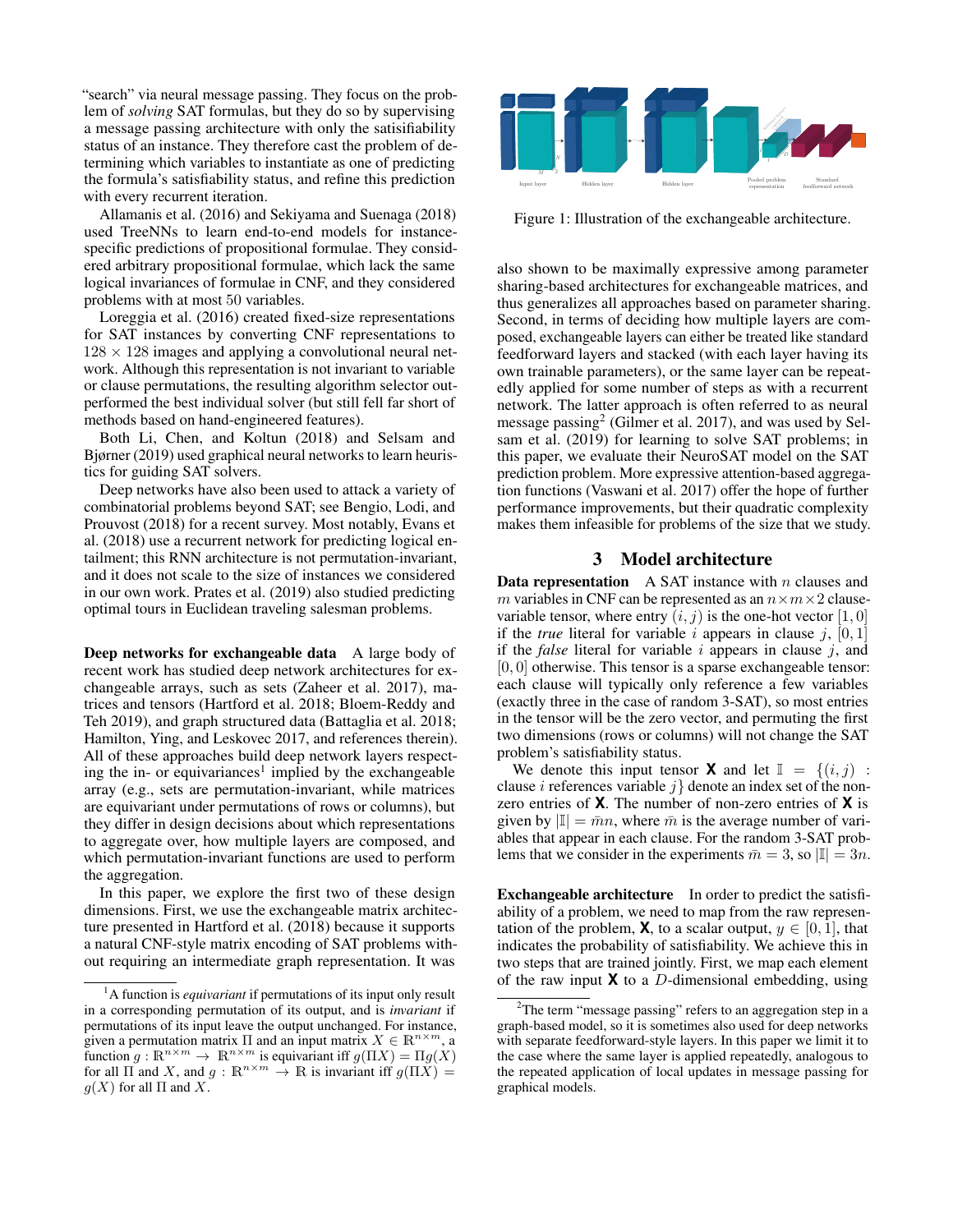"search" via neural message passing. They focus on the problem of *solving* SAT formulas, but they do so by supervising a message passing architecture with only the satisfiability status of an instance. They therefore cast the problem of determining which variables to instantiate as one of predicting the formula's satisfiability status, and refine this prediction with every recurrent iteration.

Allamanis et al. (2016) and Sekiyama and Suenaga (2018) used TreeNNs to learn end-to-end models for instance-specific predictions of propositional formulae. They considered arbitrary propositional formulae, which lack the same logical invariances of formulae in CNF, and they considered problems with at most 50 variables.

Loreggia et al. (2016) created fixed-size representations for SAT instances by converting CNF representations to $128 \times 128$ images and applying a convolutional neural network. Although this representation is not invariant to variable or clause permutations, the resulting algorithm selector outperformed the best individual solver (but still fell far short of methods based on hand-engineered features).

Both Li, Chen, and Koltun (2018) and Selsam and Bjørner (2019) used graphical neural networks to learn heuristics for guiding SAT solvers.

Deep networks have also been used to attack a variety of combinatorial problems beyond SAT; see Bengio, Lodi, and Prouvost (2018) for a recent survey. Most notably, Evans et al. (2018) use a recurrent network for predicting logical entailment; this RNN architecture is not permutation-invariant, and it does not scale to the size of instances we considered in our own work. Prates et al. (2019) also studied predicting optimal tours in Euclidean traveling salesman problems.

**Deep networks for exchangeable data** A large body of recent work has studied deep network architectures for exchangeable arrays, such as sets (Zaheer et al. 2017), matrices and tensors (Hartford et al. 2018; Bloem-Reddy and Teh 2019), and graph structured data (Battaglia et al. 2018; Hamilton, Ying, and Leskovec 2017, and references therein). All of these approaches build deep network layers respecting the in- or equivariances[1] implied by the exchangeable array (e.g., sets are permutation-invariant, while matrices are equivariant under permutations of rows or columns), but they differ in design decisions about which representations to aggregate over, how multiple layers are composed, and which permutation-invariant functions are used to perform the aggregation.

In this paper, we explore the first two of these design dimensions. First, we use the exchangeable matrix architecture presented in Hartford et al. (2018) because it supports a natural CNF-style matrix encoding of SAT problems without requiring an intermediate graph representation. It was also shown to be maximally expressive among parameter sharing-based architectures for exchangeable matrices, and thus generalizes all approaches based on parameter sharing. Second, in terms of deciding how multiple layers are composed, exchangeable layers can either be treated like standard feedforward layers and stacked (with each layer having its own trainable parameters), or the same layer can be repeatedly applied for some number of steps as with a recurrent network. The latter approach is often referred to as neural message passing[2] (Gilmer et al. 2017), and was used by Selsam et al. (2019) for learning to solve SAT problems; in this paper, we evaluate their NeuroSAT model on the SAT prediction problem. More expressive attention-based aggregation functions (Vaswani et al. 2017) offer the hope of further performance improvements, but their quadratic complexity makes them infeasible for problems of the size that we study.

Figure 1: Illustration of the exchangeable architecture.

## 3 Model architecture

**Data representation** A SAT instance with $n$ clauses and $m$ variables in CNF can be represented as an $n \times m \times 2$ clause-variable tensor, where entry $(i, j)$ is the one-hot vector $[1, 0]$ if the *true* literal for variable $i$ appears in clause $j$, $[0, 1]$ if the *false* literal for variable $i$ appears in clause $j$, and $[0, 0]$ otherwise. This tensor is a sparse exchangeable tensor: each clause will typically only reference a few variables (exactly three in the case of random 3-SAT), so most entries in the tensor will be the zero vector, and permuting the first two dimensions (rows or columns) will not change the SAT problem's satisfiability status.

We denote this input tensor $\mathbf{X}$ and let $\mathbb{I} = \{(i, j) :$ clause $i$ references variable $j\}$ denote an index set of the non-zero entries of $\mathbf{X}$. The number of non-zero entries of $\mathbf{X}$ is given by $|\mathbb{I}| = \bar{m}n$, where $\bar{m}$ is the average number of variables that appear in each clause. For the random 3-SAT problems that we consider in the experiments $\bar{m} = 3$, so $|\mathbb{I}| = 3n$.

**Exchangeable architecture** In order to predict the satisfiability of a problem, we need to map from the raw representation of the problem, $\mathbf{X}$, to a scalar output, $y \in [0, 1]$, that indicates the probability of satisfiability. We achieve this in two steps that are trained jointly. First, we map each element of the raw input $\mathbf{X}$ to a $D$-dimensional embedding, using

---

[1] A function is *equivariant* if permutations of its input only result in a corresponding permutation of its output, and is *invariant* if permutations of its input leave the output unchanged. For instance, given a permutation matrix $\Pi$ and an input matrix $X \in \mathbb{R}^{n \times m}$, a function $g : \mathbb{R}^{n \times m} \to \mathbb{R}^{n \times m}$ is equivariant iff $g(\Pi X) = \Pi g(X)$ for all $\Pi$ and $X$, and $g : \mathbb{R}^{n \times m} \to \mathbb{R}$ is invariant iff $g(\Pi X) = g(X)$ for all $\Pi$ and $X$.

[2] The term "message passing" refers to an aggregation step in a graph-based model, so it is sometimes also used for deep networks with separate feedforward-style layers. In this paper we limit it to the case where the same layer is applied repeatedly, analogous to the repeated application of local updates in message passing for graphical models.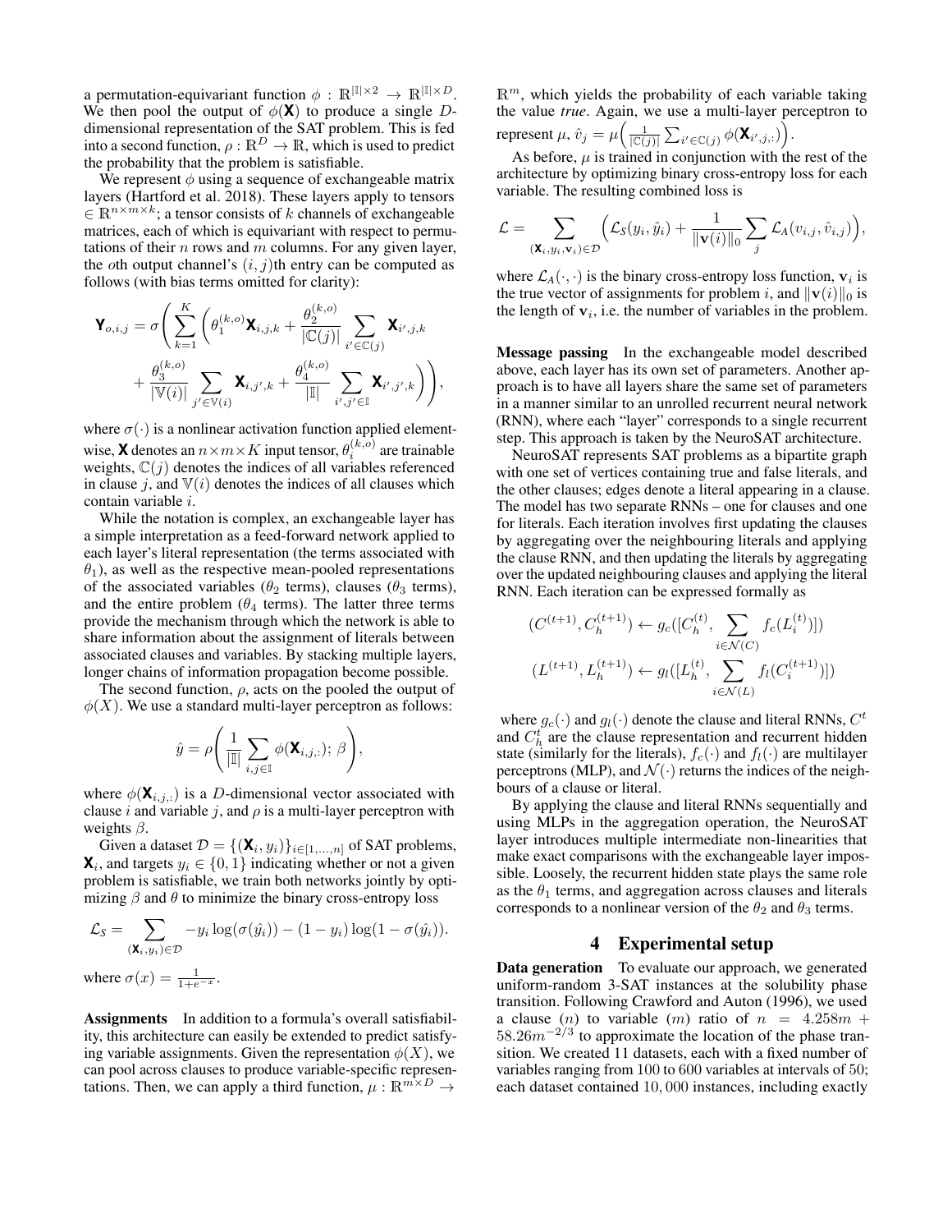a permutation-equivariant function $\phi : \mathbb{R}^{|\mathbb{I}| \times 2} \rightarrow \mathbb{R}^{|\mathbb{I}| \times D}$. We then pool the output of $\phi(\mathbf{X})$ to produce a single $D$-dimensional representation of the SAT problem. This is fed into a second function, $\rho : \mathbb{R}^D \rightarrow \mathbb{R}$, which is used to predict the probability that the problem is satisfiable.

We represent $\phi$ using a sequence of exchangeable matrix layers (Hartford et al. 2018). These layers apply to tensors $\in \mathbb{R}^{n \times m \times k}$; a tensor consists of $k$ channels of exchangeable matrices, each of which is equivariant with respect to permutations of their $n$ rows and $m$ columns. For any given layer, the $o$th output channel's $(i, j)$th entry can be computed as follows (with bias terms omitted for clarity):

$$\mathbf{Y}_{o,i,j} = \sigma\Bigg( \sum_{k=1}^{K} \bigg( \theta_1^{(k,o)} \mathbf{X}_{i,j,k} + \frac{\theta_2^{(k,o)}}{|\mathbb{C}(j)|} \sum_{i' \in \mathbb{C}(j)} \mathbf{X}_{i',j,k} + \frac{\theta_3^{(k,o)}}{|\mathbb{V}(i)|} \sum_{j' \in \mathbb{V}(i)} \mathbf{X}_{i,j',k} + \frac{\theta_4^{(k,o)}}{|\mathbb{I}|} \sum_{i',j' \in \mathbb{I}} \mathbf{X}_{i',j',k} \bigg) \Bigg),$$

where $\sigma(\cdot)$ is a nonlinear activation function applied element-wise, $\mathbf{X}$ denotes an $n \times m \times K$ input tensor, $\theta_i^{(k,o)}$ are trainable weights, $\mathbb{C}(j)$ denotes the indices of all variables referenced in clause $j$, and $\mathbb{V}(i)$ denotes the indices of all clauses which contain variable $i$.

While the notation is complex, an exchangeable layer has a simple interpretation as a feed-forward network applied to each layer's literal representation (the terms associated with $\theta_1$), as well as the respective mean-pooled representations of the associated variables ($\theta_2$ terms), clauses ($\theta_3$ terms), and the entire problem ($\theta_4$ terms). The latter three terms provide the mechanism through which the network is able to share information about the assignment of literals between associated clauses and variables. By stacking multiple layers, longer chains of information propagation become possible.

The second function, $\rho$, acts on the pooled the output of $\phi(X)$. We use a standard multi-layer perceptron as follows:

$$\hat{y} = \rho\Bigg( \frac{1}{|\mathbb{I}|} \sum_{i,j \in \mathbb{I}} \phi(\mathbf{X}_{i,j,:});\ \beta \Bigg),$$

where $\phi(\mathbf{X}_{i,j,:})$ is a $D$-dimensional vector associated with clause $i$ and variable $j$, and $\rho$ is a multi-layer perceptron with weights $\beta$.

Given a dataset $\mathcal{D} = \{(\mathbf{X}_i, y_i)\}_{i \in [1,\ldots,n]}$ of SAT problems, $\mathbf{X}_i$, and targets $y_i \in \{0, 1\}$ indicating whether or not a given problem is satisfiable, we train both networks jointly by optimizing $\beta$ and $\theta$ to minimize the binary cross-entropy loss

$$\mathcal{L}_S = \sum_{(\mathbf{X}_i, y_i) \in \mathcal{D}} -y_i \log(\sigma(\hat{y}_i)) - (1 - y_i) \log(1 - \sigma(\hat{y}_i)).$$

where $\sigma(x) = \frac{1}{1+e^{-x}}$.

**Assignments** In addition to a formula's overall satisfiability, this architecture can easily be extended to predict satisfying variable assignments. Given the representation $\phi(X)$, we can pool across clauses to produce variable-specific representations. Then, we can apply a third function, $\mu : \mathbb{R}^{m \times D} \rightarrow \mathbb{R}^m$, which yields the probability of each variable taking the value *true*. Again, we use a multi-layer perceptron to represent $\mu$, $\hat{v}_j = \mu\Big( \frac{1}{|\mathbb{C}(j)|} \sum_{i' \in \mathbb{C}(j)} \phi(\mathbf{X}_{i',j,:}) \Big)$.

As before, $\mu$ is trained in conjunction with the rest of the architecture by optimizing binary cross-entropy loss for each variable. The resulting combined loss is

$$\mathcal{L} = \sum_{(\mathbf{X}_i, y_i, \mathbf{v}_i) \in \mathcal{D}} \Big( \mathcal{L}_S(y_i, \hat{y}_i) + \frac{1}{\|\mathbf{v}(i)\|_0} \sum_j \mathcal{L}_A(v_{i,j}, \hat{v}_{i,j}) \Big),$$

where $\mathcal{L}_A(\cdot, \cdot)$ is the binary cross-entropy loss function, $\mathbf{v}_i$ is the true vector of assignments for problem $i$, and $\|\mathbf{v}(i)\|_0$ is the length of $\mathbf{v}_i$, i.e. the number of variables in the problem.

**Message passing** In the exchangeable model described above, each layer has its own set of parameters. Another approach is to have all layers share the same set of parameters in a manner similar to an unrolled recurrent neural network (RNN), where each "layer" corresponds to a single recurrent step. This approach is taken by the NeuroSAT architecture.

NeuroSAT represents SAT problems as a bipartite graph with one set of vertices containing true and false literals, and the other clauses; edges denote a literal appearing in a clause. The model has two separate RNNs – one for clauses and one for literals. Each iteration involves first updating the clauses by aggregating over the neighbouring literals and applying the clause RNN, and then updating the literals by aggregating over the updated neighbouring clauses and applying the literal RNN. Each iteration can be expressed formally as

$$(C^{(t+1)}, C_h^{(t+1)}) \leftarrow g_c([C_h^{(t)}, \sum_{i \in \mathcal{N}(C)} f_c(L_i^{(t)})])$$

$$(L^{(t+1)}, L_h^{(t+1)}) \leftarrow g_l([L_h^{(t)}, \sum_{i \in \mathcal{N}(L)} f_l(C_i^{(t+1)})])$$

where $g_c(\cdot)$ and $g_l(\cdot)$ denote the clause and literal RNNs, $C^t$ and $C_h^t$ are the clause representation and recurrent hidden state (similarly for the literals), $f_c(\cdot)$ and $f_l(\cdot)$ are multilayer perceptrons (MLP), and $\mathcal{N}(\cdot)$ returns the indices of the neighbours of a clause or literal.

By applying the clause and literal RNNs sequentially and using MLPs in the aggregation operation, the NeuroSAT layer introduces multiple intermediate non-linearities that make exact comparisons with the exchangeable layer impossible. Loosely, the recurrent hidden state plays the same role as the $\theta_1$ terms, and aggregation across clauses and literals corresponds to a nonlinear version of the $\theta_2$ and $\theta_3$ terms.

## 4 Experimental setup

**Data generation** To evaluate our approach, we generated uniform-random 3-SAT instances at the solubility phase transition. Following Crawford and Auton (1996), we used a clause ($n$) to variable ($m$) ratio of $n = 4.258m + 58.26m^{-2/3}$ to approximate the location of the phase transition. We created 11 datasets, each with a fixed number of variables ranging from 100 to 600 variables at intervals of 50; each dataset contained $10,000$ instances, including exactly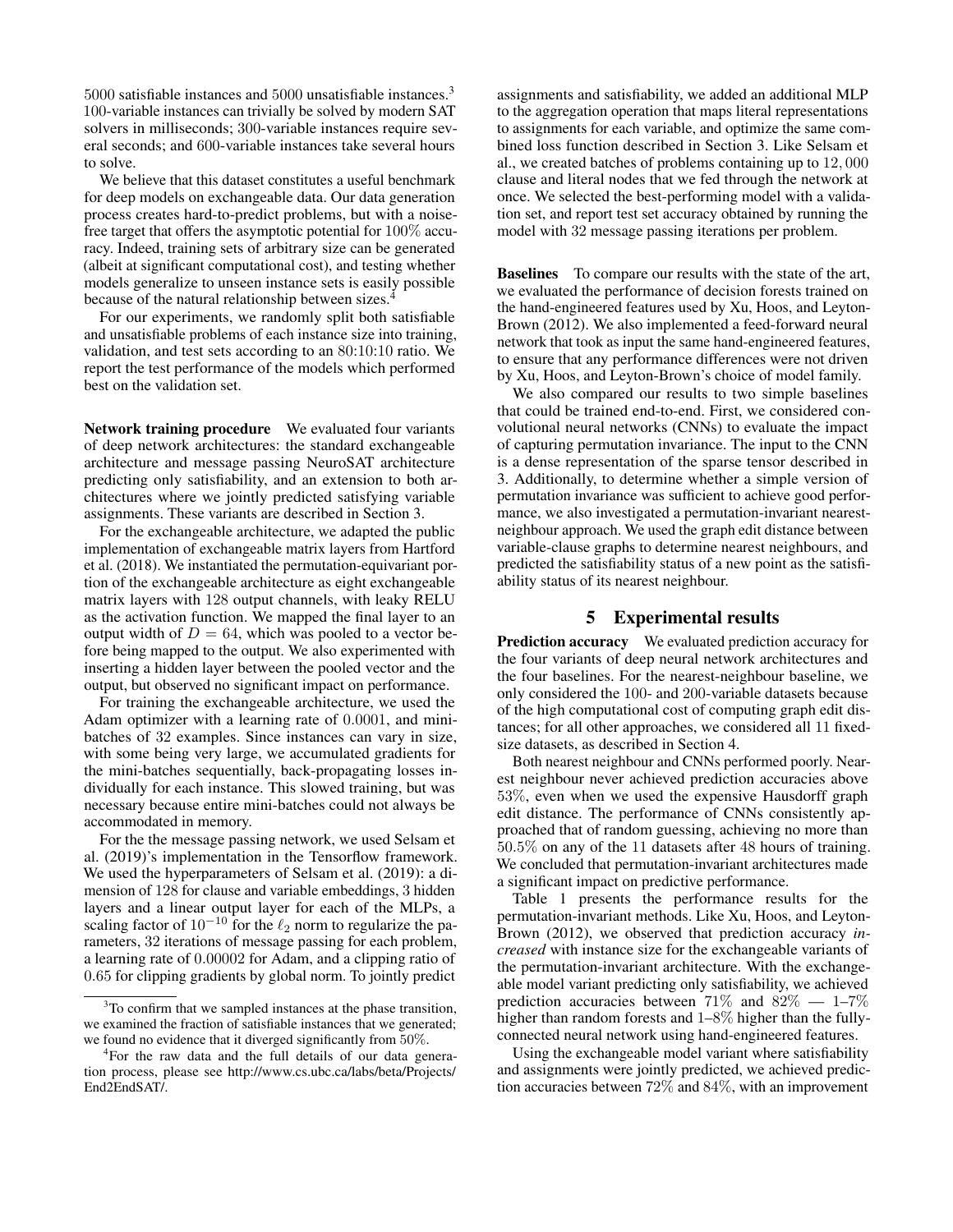5000 satisfiable instances and 5000 unsatisfiable instances.[3] 100-variable instances can trivially be solved by modern SAT solvers in milliseconds; 300-variable instances require several seconds; and 600-variable instances take several hours to solve.

We believe that this dataset constitutes a useful benchmark for deep models on exchangeable data. Our data generation process creates hard-to-predict problems, but with a noise-free target that offers the asymptotic potential for $100\%$ accuracy. Indeed, training sets of arbitrary size can be generated (albeit at significant computational cost), and testing whether models generalize to unseen instance sets is easily possible because of the natural relationship between sizes.[4]

For our experiments, we randomly split both satisfiable and unsatisfiable problems of each instance size into training, validation, and test sets according to an 80:10:10 ratio. We report the test performance of the models which performed best on the validation set.

**Network training procedure** We evaluated four variants of deep network architectures: the standard exchangeable architecture and message passing NeuroSAT architecture predicting only satisfiability, and an extension to both architectures where we jointly predicted satisfying variable assignments. These variants are described in Section 3.

For the exchangeable architecture, we adapted the public implementation of exchangeable matrix layers from Hartford et al. (2018). We instantiated the permutation-equivariant portion of the exchangeable architecture as eight exchangeable matrix layers with 128 output channels, with leaky RELU as the activation function. We mapped the final layer to an output width of $D = 64$, which was pooled to a vector before being mapped to the output. We also experimented with inserting a hidden layer between the pooled vector and the output, but observed no significant impact on performance.

For training the exchangeable architecture, we used the Adam optimizer with a learning rate of 0.0001, and mini-batches of 32 examples. Since instances can vary in size, with some being very large, we accumulated gradients for the mini-batches sequentially, back-propagating losses individually for each instance. This slowed training, but was necessary because entire mini-batches could not always be accommodated in memory.

For the the message passing network, we used Selsam et al. (2019)'s implementation in the Tensorflow framework. We used the hyperparameters of Selsam et al. (2019): a dimension of 128 for clause and variable embeddings, 3 hidden layers and a linear output layer for each of the MLPs, a scaling factor of $10^{-10}$ for the $\ell_2$ norm to regularize the parameters, 32 iterations of message passing for each problem, a learning rate of 0.00002 for Adam, and a clipping ratio of 0.65 for clipping gradients by global norm. To jointly predict assignments and satisfiability, we added an additional MLP to the aggregation operation that maps literal representations to assignments for each variable, and optimize the same combined loss function described in Section 3. Like Selsam et al., we created batches of problems containing up to 12,000 clause and literal nodes that we fed through the network at once. We selected the best-performing model with a validation set, and report test set accuracy obtained by running the model with 32 message passing iterations per problem.

**Baselines** To compare our results with the state of the art, we evaluated the performance of decision forests trained on the hand-engineered features used by Xu, Hoos, and Leyton-Brown (2012). We also implemented a feed-forward neural network that took as input the same hand-engineered features, to ensure that any performance differences were not driven by Xu, Hoos, and Leyton-Brown's choice of model family.

We also compared our results to two simple baselines that could be trained end-to-end. First, we considered convolutional neural networks (CNNs) to evaluate the impact of capturing permutation invariance. The input to the CNN is a dense representation of the sparse tensor described in 3. Additionally, to determine whether a simple version of permutation invariance was sufficient to achieve good performance, we also investigated a permutation-invariant nearest-neighbour approach. We used the graph edit distance between variable-clause graphs to determine nearest neighbours, and predicted the satisfiability status of a new point as the satisfiability status of its nearest neighbour.

## 5 Experimental results

**Prediction accuracy** We evaluated prediction accuracy for the four variants of deep neural network architectures and the four baselines. For the nearest-neighbour baseline, we only considered the 100- and 200-variable datasets because of the high computational cost of computing graph edit distances; for all other approaches, we considered all 11 fixed-size datasets, as described in Section 4.

Both nearest neighbour and CNNs performed poorly. Nearest neighbour never achieved prediction accuracies above $53\%$, even when we used the expensive Hausdorff graph edit distance. The performance of CNNs consistently approached that of random guessing, achieving no more than $50.5\%$ on any of the 11 datasets after 48 hours of training. We concluded that permutation-invariant architectures made a significant impact on predictive performance.

Table 1 presents the performance results for the permutation-invariant methods. Like Xu, Hoos, and Leyton-Brown (2012), we observed that prediction accuracy *increased* with instance size for the exchangeable variants of the permutation-invariant architecture. With the exchangeable model variant predicting only satisfiability, we achieved prediction accuracies between $71\%$ and $82\%$ — 1–7% higher than random forests and 1–8% higher than the fully-connected neural network using hand-engineered features.

Using the exchangeable model variant where satisfiability and assignments were jointly predicted, we achieved prediction accuracies between $72\%$ and $84\%$, with an improvement

[3] To confirm that we sampled instances at the phase transition, we examined the fraction of satisfiable instances that we generated; we found no evidence that it diverged significantly from $50\%$.

[4] For the raw data and the full details of our data generation process, please see http://www.cs.ubc.ca/labs/beta/Projects/End2EndSAT/.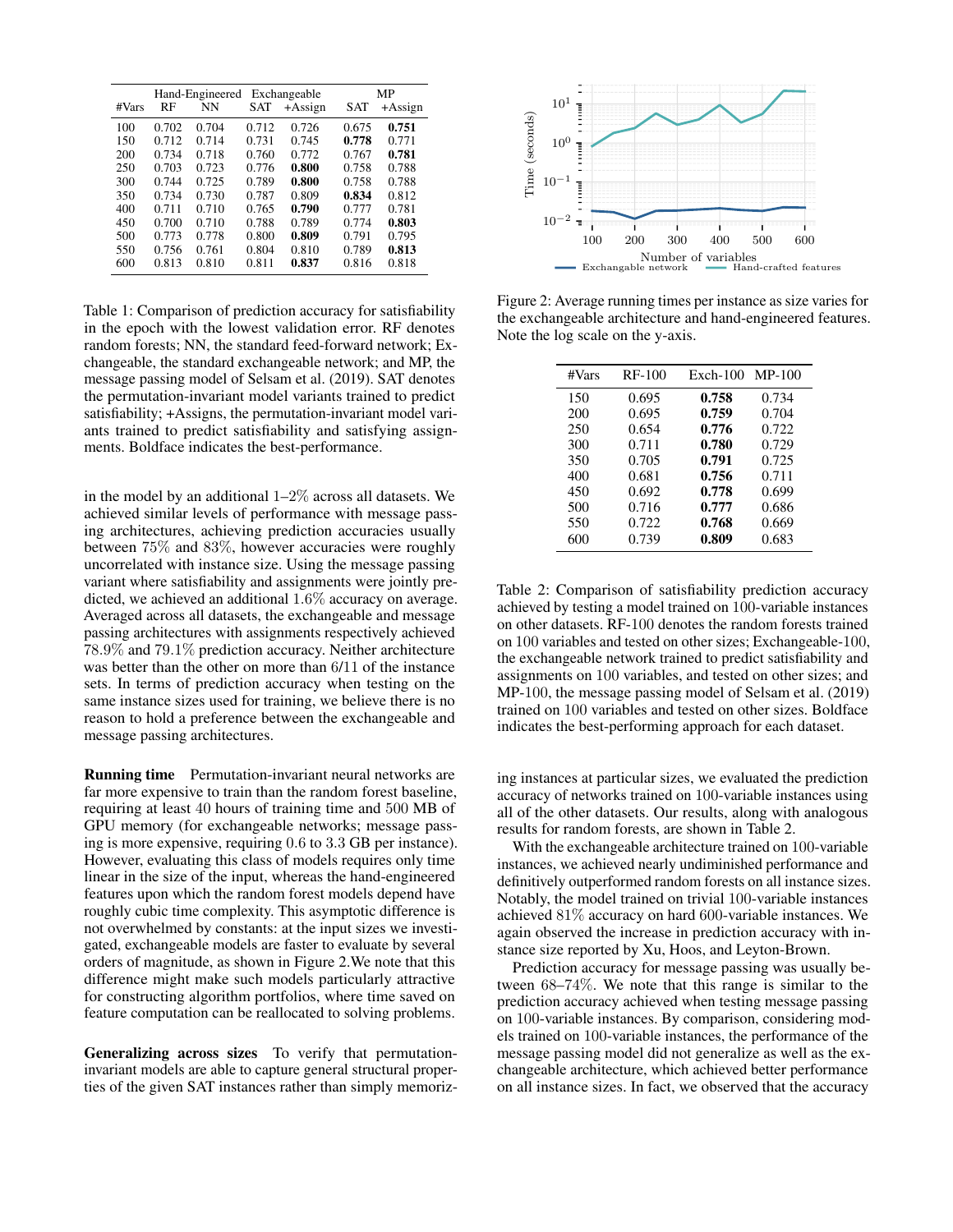| #Vars | Hand-Engineered RF | NN | Exchangeable SAT | +Assign | MP SAT | +Assign |
|---|---|---|---|---|---|---|
| 100 | 0.702 | 0.704 | 0.712 | 0.726 | 0.675 | **0.751** |
| 150 | 0.712 | 0.714 | 0.731 | 0.745 | **0.778** | 0.771 |
| 200 | 0.734 | 0.718 | 0.760 | 0.772 | 0.767 | **0.781** |
| 250 | 0.703 | 0.723 | 0.776 | **0.800** | 0.758 | 0.788 |
| 300 | 0.744 | 0.725 | 0.789 | **0.800** | 0.758 | 0.788 |
| 350 | 0.734 | 0.730 | 0.787 | 0.809 | **0.834** | 0.812 |
| 400 | 0.711 | 0.710 | 0.765 | **0.790** | 0.777 | 0.781 |
| 450 | 0.700 | 0.710 | 0.788 | 0.789 | 0.774 | **0.803** |
| 500 | 0.773 | 0.778 | 0.800 | **0.809** | 0.791 | 0.795 |
| 550 | 0.756 | 0.761 | 0.804 | 0.810 | 0.789 | **0.813** |
| 600 | 0.813 | 0.810 | 0.811 | **0.837** | 0.816 | 0.818 |

Table 1: Comparison of prediction accuracy for satisfiability in the epoch with the lowest validation error. RF denotes random forests; NN, the standard feed-forward network; Exchangeable, the standard exchangeable network; and MP, the message passing model of Selsam et al. (2019). SAT denotes the permutation-invariant model variants trained to predict satisfiability; +Assigns, the permutation-invariant model variants trained to predict satisfiability and satisfying assignments. Boldface indicates the best-performance.

in the model by an additional 1–2% across all datasets. We achieved similar levels of performance with message passing architectures, achieving prediction accuracies usually between 75% and 83%, however accuracies were roughly uncorrelated with instance size. Using the message passing variant where satisfiability and assignments were jointly predicted, we achieved an additional 1.6% accuracy on average. Averaged across all datasets, the exchangeable and message passing architectures with assignments respectively achieved 78.9% and 79.1% prediction accuracy. Neither architecture was better than the other on more than 6/11 of the instance sets. In terms of prediction accuracy when testing on the same instance sizes used for training, we believe there is no reason to hold a preference between the exchangeable and message passing architectures.

**Running time** Permutation-invariant neural networks are far more expensive to train than the random forest baseline, requiring at least 40 hours of training time and 500 MB of GPU memory (for exchangeable networks; message passing is more expensive, requiring 0.6 to 3.3 GB per instance). However, evaluating this class of models requires only time linear in the size of the input, whereas the hand-engineered features upon which the random forest models depend have roughly cubic time complexity. This asymptotic difference is not overwhelmed by constants: at the input sizes we investigated, exchangeable models are faster to evaluate by several orders of magnitude, as shown in Figure 2.We note that this difference might make such models particularly attractive for constructing algorithm portfolios, where time saved on feature computation can be reallocated to solving problems.

**Generalizing across sizes** To verify that permutation-invariant models are able to capture general structural properties of the given SAT instances rather than simply memorizing instances at particular sizes, we evaluated the prediction accuracy of networks trained on 100-variable instances using all of the other datasets. Our results, along with analogous results for random forests, are shown in Table 2.

Figure 2: Average running times per instance as size varies for the exchangeable architecture and hand-engineered features. Note the log scale on the y-axis.

| #Vars | RF-100 | Exch-100 | MP-100 |
|---|---|---|---|
| 150 | 0.695 | **0.758** | 0.734 |
| 200 | 0.695 | **0.759** | 0.704 |
| 250 | 0.654 | **0.776** | 0.722 |
| 300 | 0.711 | **0.780** | 0.729 |
| 350 | 0.705 | **0.791** | 0.725 |
| 400 | 0.681 | **0.756** | 0.711 |
| 450 | 0.692 | **0.778** | 0.699 |
| 500 | 0.716 | **0.777** | 0.686 |
| 550 | 0.722 | **0.768** | 0.669 |
| 600 | 0.739 | **0.809** | 0.683 |

Table 2: Comparison of satisfiability prediction accuracy achieved by testing a model trained on 100-variable instances on other datasets. RF-100 denotes the random forests trained on 100 variables and tested on other sizes; Exchangeable-100, the exchangeable network trained to predict satisfiability and assignments on 100 variables, and tested on other sizes; and MP-100, the message passing model of Selsam et al. (2019) trained on 100 variables and tested on other sizes. Boldface indicates the best-performing approach for each dataset.

With the exchangeable architecture trained on 100-variable instances, we achieved nearly undiminished performance and definitively outperformed random forests on all instance sizes. Notably, the model trained on trivial 100-variable instances achieved 81% accuracy on hard 600-variable instances. We again observed the increase in prediction accuracy with instance size reported by Xu, Hoos, and Leyton-Brown.

Prediction accuracy for message passing was usually between 68–74%. We note that this range is similar to the prediction accuracy achieved when testing message passing on 100-variable instances. By comparison, considering models trained on 100-variable instances, the performance of the message passing model did not generalize as well as the exchangeable architecture, which achieved better performance on all instance sizes. In fact, we observed that the accuracy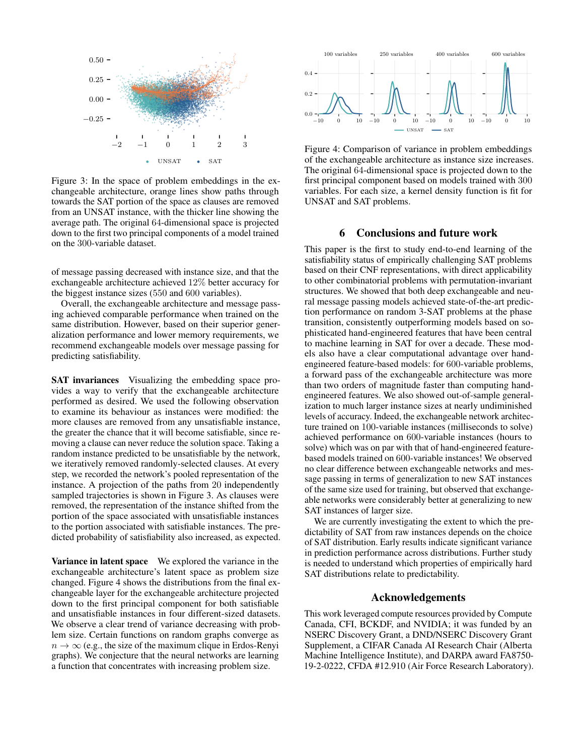Figure 3: In the space of problem embeddings in the exchangeable architecture, orange lines show paths through towards the SAT portion of the space as clauses are removed from an UNSAT instance, with the thicker line showing the average path. The original 64-dimensional space is projected down to the first two principal components of a model trained on the 300-variable dataset.

of message passing decreased with instance size, and that the exchangeable architecture achieved 12% better accuracy for the biggest instance sizes (550 and 600 variables).

Overall, the exchangeable architecture and message passing achieved comparable performance when trained on the same distribution. However, based on their superior generalization performance and lower memory requirements, we recommend exchangeable models over message passing for predicting satisfiability.

**SAT invariances** Visualizing the embedding space provides a way to verify that the exchangeable architecture performed as desired. We used the following observation to examine its behaviour as instances were modified: the more clauses are removed from any unsatisfiable instance, the greater the chance that it will become satisfiable, since removing a clause can never reduce the solution space. Taking a random instance predicted to be unsatisfiable by the network, we iteratively removed randomly-selected clauses. At every step, we recorded the network's pooled representation of the instance. A projection of the paths from 20 independently sampled trajectories is shown in Figure 3. As clauses were removed, the representation of the instance shifted from the portion of the space associated with unsatisfiable instances to the portion associated with satisfiable instances. The predicted probability of satisfiability also increased, as expected.

**Variance in latent space** We explored the variance in the exchangeable architecture's latent space as problem size changed. Figure 4 shows the distributions from the final exchangeable layer for the exchangeable architecture projected down to the first principal component for both satisfiable and unsatisfiable instances in four different-sized datasets. We observe a clear trend of variance decreasing with problem size. Certain functions on random graphs converge as $n \to \infty$ (e.g., the size of the maximum clique in Erdos-Renyi graphs). We conjecture that the neural networks are learning a function that concentrates with increasing problem size.

Figure 4: Comparison of variance in problem embeddings of the exchangeable architecture as instance size increases. The original 64-dimensional space is projected down to the first principal component based on models trained with 300 variables. For each size, a kernel density function is fit for UNSAT and SAT problems.

## 6 Conclusions and future work

This paper is the first to study end-to-end learning of the satisfiability status of empirically challenging SAT problems based on their CNF representations, with direct applicability to other combinatorial problems with permutation-invariant structures. We showed that both deep exchangeable and neural message passing models achieved state-of-the-art prediction performance on random 3-SAT problems at the phase transition, consistently outperforming models based on sophisticated hand-engineered features that have been central to machine learning in SAT for over a decade. These models also have a clear computational advantage over hand-engineered feature-based models: for 600-variable problems, a forward pass of the exchangeable architecture was more than two orders of magnitude faster than computing hand-engineered features. We also showed out-of-sample generalization to much larger instance sizes at nearly undiminished levels of accuracy. Indeed, the exchangeable network architecture trained on 100-variable instances (milliseconds to solve) achieved performance on 600-variable instances (hours to solve) which was on par with that of hand-engineered feature-based models trained on 600-variable instances! We observed no clear difference between exchangeable networks and message passing in terms of generalization to new SAT instances of the same size used for training, but observed that exchangeable networks were considerably better at generalizing to new SAT instances of larger size.

We are currently investigating the extent to which the predictability of SAT from raw instances depends on the choice of SAT distribution. Early results indicate significant variance in prediction performance across distributions. Further study is needed to understand which properties of empirically hard SAT distributions relate to predictability.

## Acknowledgements

This work leveraged compute resources provided by Compute Canada, CFI, BCKDF, and NVIDIA; it was funded by an NSERC Discovery Grant, a DND/NSERC Discovery Grant Supplement, a CIFAR Canada AI Research Chair (Alberta Machine Intelligence Institute), and DARPA award FA8750-19-2-0222, CFDA #12.910 (Air Force Research Laboratory).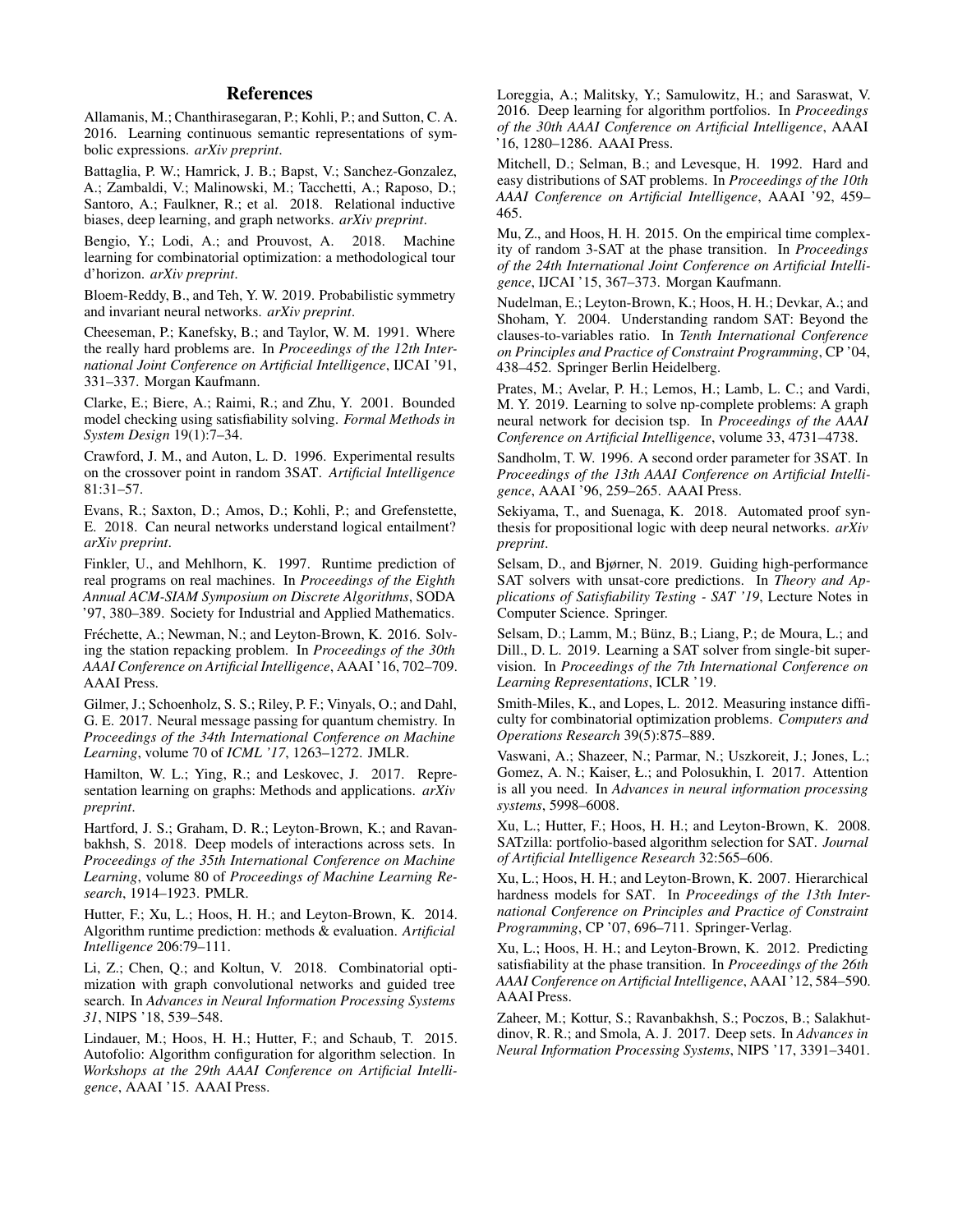## References

Allamanis, M.; Chanthirasegaran, P.; Kohli, P.; and Sutton, C. A. 2016. Learning continuous semantic representations of symbolic expressions. *arXiv preprint*.

Battaglia, P. W.; Hamrick, J. B.; Bapst, V.; Sanchez-Gonzalez, A.; Zambaldi, V.; Malinowski, M.; Tacchetti, A.; Raposo, D.; Santoro, A.; Faulkner, R.; et al. 2018. Relational inductive biases, deep learning, and graph networks. *arXiv preprint*.

Bengio, Y.; Lodi, A.; and Prouvost, A. 2018. Machine learning for combinatorial optimization: a methodological tour d'horizon. *arXiv preprint*.

Bloem-Reddy, B., and Teh, Y. W. 2019. Probabilistic symmetry and invariant neural networks. *arXiv preprint*.

Cheeseman, P.; Kanefsky, B.; and Taylor, W. M. 1991. Where the really hard problems are. In *Proceedings of the 12th International Joint Conference on Artificial Intelligence*, IJCAI '91, 331–337. Morgan Kaufmann.

Clarke, E.; Biere, A.; Raimi, R.; and Zhu, Y. 2001. Bounded model checking using satisfiability solving. *Formal Methods in System Design* 19(1):7–34.

Crawford, J. M., and Auton, L. D. 1996. Experimental results on the crossover point in random 3SAT. *Artificial Intelligence* 81:31–57.

Evans, R.; Saxton, D.; Amos, D.; Kohli, P.; and Grefenstette, E. 2018. Can neural networks understand logical entailment? *arXiv preprint*.

Finkler, U., and Mehlhorn, K. 1997. Runtime prediction of real programs on real machines. In *Proceedings of the Eighth Annual ACM-SIAM Symposium on Discrete Algorithms*, SODA '97, 380–389. Society for Industrial and Applied Mathematics.

Fréchette, A.; Newman, N.; and Leyton-Brown, K. 2016. Solving the station repacking problem. In *Proceedings of the 30th AAAI Conference on Artificial Intelligence*, AAAI '16, 702–709. AAAI Press.

Gilmer, J.; Schoenholz, S. S.; Riley, P. F.; Vinyals, O.; and Dahl, G. E. 2017. Neural message passing for quantum chemistry. In *Proceedings of the 34th International Conference on Machine Learning*, volume 70 of *ICML '17*, 1263–1272. JMLR.

Hamilton, W. L.; Ying, R.; and Leskovec, J. 2017. Representation learning on graphs: Methods and applications. *arXiv preprint*.

Hartford, J. S.; Graham, D. R.; Leyton-Brown, K.; and Ravanbakhsh, S. 2018. Deep models of interactions across sets. In *Proceedings of the 35th International Conference on Machine Learning*, volume 80 of *Proceedings of Machine Learning Research*, 1914–1923. PMLR.

Hutter, F.; Xu, L.; Hoos, H. H.; and Leyton-Brown, K. 2014. Algorithm runtime prediction: methods & evaluation. *Artificial Intelligence* 206:79–111.

Li, Z.; Chen, Q.; and Koltun, V. 2018. Combinatorial optimization with graph convolutional networks and guided tree search. In *Advances in Neural Information Processing Systems 31*, NIPS '18, 539–548.

Lindauer, M.; Hoos, H. H.; Hutter, F.; and Schaub, T. 2015. Autofolio: Algorithm configuration for algorithm selection. In *Workshops at the 29th AAAI Conference on Artificial Intelligence*, AAAI '15. AAAI Press.

Loreggia, A.; Malitsky, Y.; Samulowitz, H.; and Saraswat, V. 2016. Deep learning for algorithm portfolios. In *Proceedings of the 30th AAAI Conference on Artificial Intelligence*, AAAI '16, 1280–1286. AAAI Press.

Mitchell, D.; Selman, B.; and Levesque, H. 1992. Hard and easy distributions of SAT problems. In *Proceedings of the 10th AAAI Conference on Artificial Intelligence*, AAAI '92, 459–465.

Mu, Z., and Hoos, H. H. 2015. On the empirical time complexity of random 3-SAT at the phase transition. In *Proceedings of the 24th International Joint Conference on Artificial Intelligence*, IJCAI '15, 367–373. Morgan Kaufmann.

Nudelman, E.; Leyton-Brown, K.; Hoos, H. H.; Devkar, A.; and Shoham, Y. 2004. Understanding random SAT: Beyond the clauses-to-variables ratio. In *Tenth International Conference on Principles and Practice of Constraint Programming*, CP '04, 438–452. Springer Berlin Heidelberg.

Prates, M.; Avelar, P. H.; Lemos, H.; Lamb, L. C.; and Vardi, M. Y. 2019. Learning to solve np-complete problems: A graph neural network for decision tsp. In *Proceedings of the AAAI Conference on Artificial Intelligence*, volume 33, 4731–4738.

Sandholm, T. W. 1996. A second order parameter for 3SAT. In *Proceedings of the 13th AAAI Conference on Artificial Intelligence*, AAAI '96, 259–265. AAAI Press.

Sekiyama, T., and Suenaga, K. 2018. Automated proof synthesis for propositional logic with deep neural networks. *arXiv preprint*.

Selsam, D., and Bjørner, N. 2019. Guiding high-performance SAT solvers with unsat-core predictions. In *Theory and Applications of Satisfiability Testing - SAT '19*, Lecture Notes in Computer Science. Springer.

Selsam, D.; Lamm, M.; Bünz, B.; Liang, P.; de Moura, L.; and Dill., D. L. 2019. Learning a SAT solver from single-bit supervision. In *Proceedings of the 7th International Conference on Learning Representations*, ICLR '19.

Smith-Miles, K., and Lopes, L. 2012. Measuring instance difficulty for combinatorial optimization problems. *Computers and Operations Research* 39(5):875–889.

Vaswani, A.; Shazeer, N.; Parmar, N.; Uszkoreit, J.; Jones, L.; Gomez, A. N.; Kaiser, Ł.; and Polosukhin, I. 2017. Attention is all you need. In *Advances in neural information processing systems*, 5998–6008.

Xu, L.; Hutter, F.; Hoos, H. H.; and Leyton-Brown, K. 2008. SATzilla: portfolio-based algorithm selection for SAT. *Journal of Artificial Intelligence Research* 32:565–606.

Xu, L.; Hoos, H. H.; and Leyton-Brown, K. 2007. Hierarchical hardness models for SAT. In *Proceedings of the 13th International Conference on Principles and Practice of Constraint Programming*, CP '07, 696–711. Springer-Verlag.

Xu, L.; Hoos, H. H.; and Leyton-Brown, K. 2012. Predicting satisfiability at the phase transition. In *Proceedings of the 26th AAAI Conference on Artificial Intelligence*, AAAI '12, 584–590. AAAI Press.

Zaheer, M.; Kottur, S.; Ravanbakhsh, S.; Poczos, B.; Salakhutdinov, R. R.; and Smola, A. J. 2017. Deep sets. In *Advances in Neural Information Processing Systems*, NIPS '17, 3391–3401.